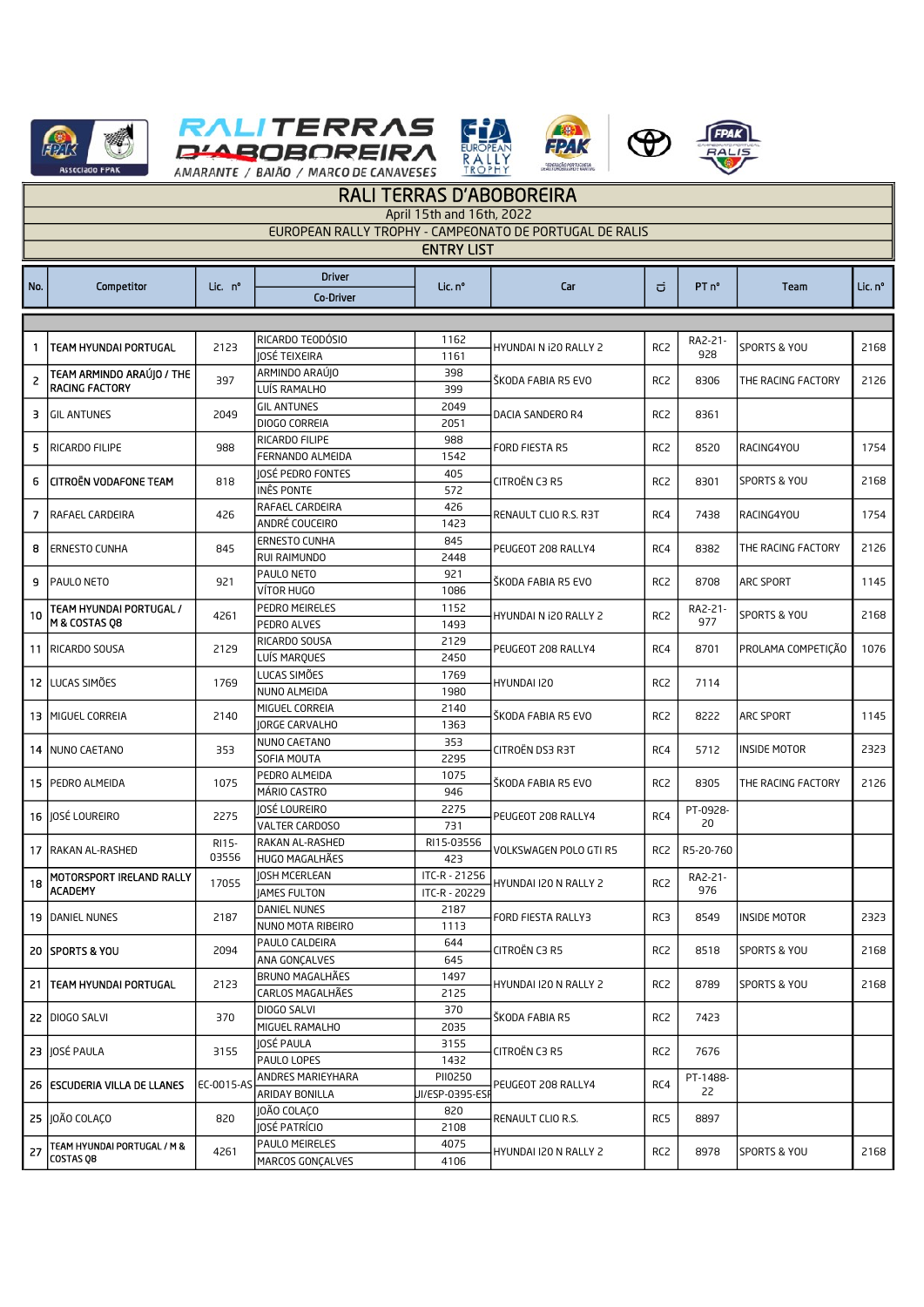# RALI TERRAS D'ABOBOREIRA

April 15th and 16th, 2022

EUROPEAN RALLY TROPHY - CAMPEONATO DE PORTUGAL DE RALIS

## ENTRY LIST

| No. | Competitor | Lic. nº | Driver / Co-Driver | Lic. nº | Car | Cl | PT nº | Team | Lic. nº |
|---|---|---|---|---|---|---|---|---|---|
| 1 | TEAM HYUNDAI PORTUGAL | 2123 | RICARDO TEODÓSIO | 1162 | HYUNDAI N i20 RALLY 2 | RC2 | RA2-21-928 | SPORTS & YOU | 2168 |
| | | | JOSÉ TEIXEIRA | 1161 | | | | | |
| 2 | TEAM ARMINDO ARAÚJO / THE RACING FACTORY | 397 | ARMINDO ARAÚJO | 398 | ŠKODA FABIA R5 EVO | RC2 | 8306 | THE RACING FACTORY | 2126 |
| | | | LUÍS RAMALHO | 399 | | | | | |
| 3 | GIL ANTUNES | 2049 | GIL ANTUNES | 2049 | DACIA SANDERO R4 | RC2 | 8361 | | |
| | | | DIOGO CORREIA | 2051 | | | | | |
| 5 | RICARDO FILIPE | 988 | RICARDO FILIPE | 988 | FORD FIESTA R5 | RC2 | 8520 | RACING4YOU | 1754 |
| | | | FERNANDO ALMEIDA | 1542 | | | | | |
| 6 | CITROËN VODAFONE TEAM | 818 | JOSÉ PEDRO FONTES | 405 | CITROËN C3 R5 | RC2 | 8301 | SPORTS & YOU | 2168 |
| | | | INÊS PONTE | 572 | | | | | |
| 7 | RAFAEL CARDEIRA | 426 | RAFAEL CARDEIRA | 426 | RENAULT CLIO R.S. R3T | RC4 | 7438 | RACING4YOU | 1754 |
| | | | ANDRÉ COUCEIRO | 1423 | | | | | |
| 8 | ERNESTO CUNHA | 845 | ERNESTO CUNHA | 845 | PEUGEOT 208 RALLY4 | RC4 | 8382 | THE RACING FACTORY | 2126 |
| | | | RUI RAIMUNDO | 2448 | | | | | |
| 9 | PAULO NETO | 921 | PAULO NETO | 921 | ŠKODA FABIA R5 EVO | RC2 | 8708 | ARC SPORT | 1145 |
| | | | VÍTOR HUGO | 1086 | | | | | |
| 10 | TEAM HYUNDAI PORTUGAL / M & COSTAS Q8 | 4261 | PEDRO MEIRELES | 1152 | HYUNDAI N i20 RALLY 2 | RC2 | RA2-21-977 | SPORTS & YOU | 2168 |
| | | | PEDRO ALVES | 1493 | | | | | |
| 11 | RICARDO SOUSA | 2129 | RICARDO SOUSA | 2129 | PEUGEOT 208 RALLY4 | RC4 | 8701 | PROLAMA COMPETIÇÃO | 1076 |
| | | | LUÍS MARQUES | 2450 | | | | | |
| 12 | LUCAS SIMÕES | 1769 | LUCAS SIMÕES | 1769 | HYUNDAI I20 | RC2 | 7114 | | |
| | | | NUNO ALMEIDA | 1980 | | | | | |
| 13 | MIGUEL CORREIA | 2140 | MIGUEL CORREIA | 2140 | ŠKODA FABIA R5 EVO | RC2 | 8222 | ARC SPORT | 1145 |
| | | | JORGE CARVALHO | 1363 | | | | | |
| 14 | NUNO CAETANO | 353 | NUNO CAETANO | 353 | CITROËN DS3 R3T | RC4 | 5712 | INSIDE MOTOR | 2323 |
| | | | SOFIA MOUTA | 2295 | | | | | |
| 15 | PEDRO ALMEIDA | 1075 | PEDRO ALMEIDA | 1075 | ŠKODA FABIA R5 EVO | RC2 | 8305 | THE RACING FACTORY | 2126 |
| | | | MÁRIO CASTRO | 946 | | | | | |
| 16 | JOSÉ LOUREIRO | 2275 | JOSÉ LOUREIRO | 2275 | PEUGEOT 208 RALLY4 | RC4 | PT-0928-20 | | |
| | | | VALTER CARDOSO | 731 | | | | | |
| 17 | RAKAN AL-RASHED | RI15-03556 | RAKAN AL-RASHED | RI15-03556 | VOLKSWAGEN POLO GTI R5 | RC2 | R5-20-760 | | |
| | | | HUGO MAGALHÃES | 423 | | | | | |
| 18 | MOTORSPORT IRELAND RALLY ACADEMY | 17055 | JOSH MCERLEAN | ITC-R - 21256 | HYUNDAI I20 N RALLY 2 | RC2 | RA2-21-976 | | |
| | | | JAMES FULTON | ITC-R - 20229 | | | | | |
| 19 | DANIEL NUNES | 2187 | DANIEL NUNES | 2187 | FORD FIESTA RALLY3 | RC3 | 8549 | INSIDE MOTOR | 2323 |
| | | | NUNO MOTA RIBEIRO | 1113 | | | | | |
| 20 | SPORTS & YOU | 2094 | PAULO CALDEIRA | 644 | CITROËN C3 R5 | RC2 | 8518 | SPORTS & YOU | 2168 |
| | | | ANA GONÇALVES | 645 | | | | | |
| 21 | TEAM HYUNDAI PORTUGAL | 2123 | BRUNO MAGALHÃES | 1497 | HYUNDAI I20 N RALLY 2 | RC2 | 8789 | SPORTS & YOU | 2168 |
| | | | CARLOS MAGALHÃES | 2125 | | | | | |
| 22 | DIOGO SALVI | 370 | DIOGO SALVI | 370 | ŠKODA FABIA R5 | RC2 | 7423 | | |
| | | | MIGUEL RAMALHO | 2035 | | | | | |
| 23 | JOSÉ PAULA | 3155 | JOSÉ PAULA | 3155 | CITROËN C3 R5 | RC2 | 7676 | | |
| | | | PAULO LOPES | 1432 | | | | | |
| 26 | ESCUDERIA VILLA DE LLANES | EC-0015-AS | ANDRES MARIEYHARA | PII0250 | PEUGEOT 208 RALLY4 | RC4 | PT-1488-22 | | |
| | | | ARIDAY BONILLA | JI/ESP-0395-ESP | | | | | |
| 25 | JOÃO COLAÇO | 820 | JOÃO COLAÇO | 820 | RENAULT CLIO R.S. | RC5 | 8897 | | |
| | | | JOSÉ PATRÍCIO | 2108 | | | | | |
| 27 | TEAM HYUNDAI PORTUGAL / M & COSTAS Q8 | 4261 | PAULO MEIRELES | 4075 | HYUNDAI I20 N RALLY 2 | RC2 | 8978 | SPORTS & YOU | 2168 |
| | | | MARCOS GONÇALVES | 4106 | | | | | |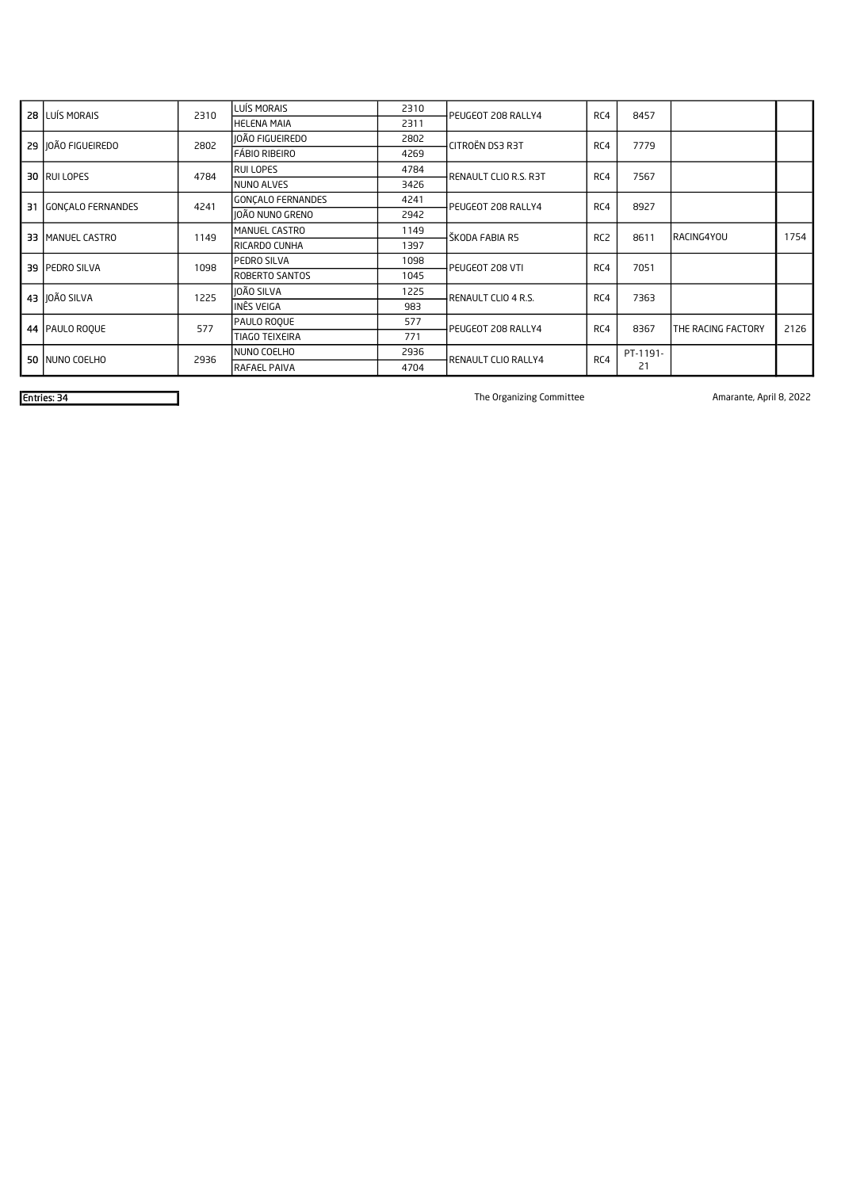| | | | | | | | | | |
|---|---|---|---|---|---|---|---|---|---|
| 28 | LUÍS MORAIS | 2310 | LUÍS MORAIS | 2310 | PEUGEOT 208 RALLY4 | RC4 | 8457 | | |
| | | | HELENA MAIA | 2311 | | | | | |
| 29 | JOÃO FIGUEIREDO | 2802 | JOÃO FIGUEIREDO | 2802 | CITROËN DS3 R3T | RC4 | 7779 | | |
| | | | FÁBIO RIBEIRO | 4269 | | | | | |
| 30 | RUI LOPES | 4784 | RUI LOPES | 4784 | RENAULT CLIO R.S. R3T | RC4 | 7567 | | |
| | | | NUNO ALVES | 3426 | | | | | |
| 31 | GONÇALO FERNANDES | 4241 | GONÇALO FERNANDES | 4241 | PEUGEOT 208 RALLY4 | RC4 | 8927 | | |
| | | | JOÃO NUNO GRENO | 2942 | | | | | |
| 33 | MANUEL CASTRO | 1149 | MANUEL CASTRO | 1149 | ŠKODA FABIA R5 | RC2 | 8611 | RACING4YOU | 1754 |
| | | | RICARDO CUNHA | 1397 | | | | | |
| 39 | PEDRO SILVA | 1098 | PEDRO SILVA | 1098 | PEUGEOT 208 VTI | RC4 | 7051 | | |
| | | | ROBERTO SANTOS | 1045 | | | | | |
| 43 | JOÃO SILVA | 1225 | JOÃO SILVA | 1225 | RENAULT CLIO 4 R.S. | RC4 | 7363 | | |
| | | | INÊS VEIGA | 983 | | | | | |
| 44 | PAULO ROQUE | 577 | PAULO ROQUE | 577 | PEUGEOT 208 RALLY4 | RC4 | 8367 | THE RACING FACTORY | 2126 |
| | | | TIAGO TEIXEIRA | 771 | | | | | |
| 50 | NUNO COELHO | 2936 | NUNO COELHO | 2936 | RENAULT CLIO RALLY4 | RC4 | PT-1191-21 | | |
| | | | RAFAEL PAIVA | 4704 | | | | | |

Entries: 34

The Organizing Committee

Amarante, April 8, 2022